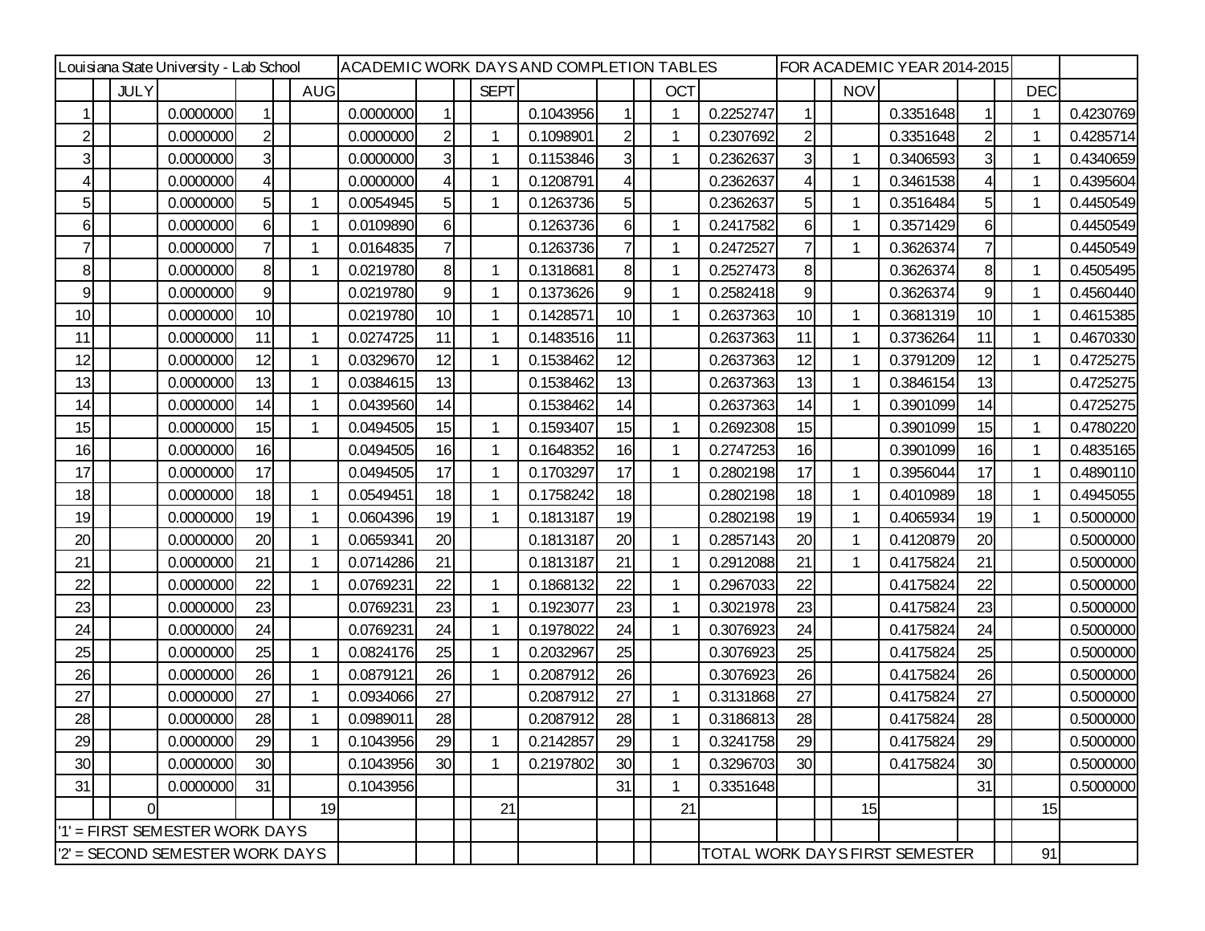| Louisiana State University - Lab School | | | | | | | ACADEMIC WORK DAYS AND COMPLETION TABLES | | | | | | | | | FOR ACADEMIC YEAR 2014-2015 | | | | | | | |
|---|---|---|---|---|---|---|---|---|---|---|---|---|---|---|---|---|---|---|---|---|---|---|---|
| | | JULY | | | | AUG | | | | SEPT | | | | OCT | | | | NOV | | | | DEC | |
| 1 | | | 0.0000000 | 1 | | | 0.0000000 | 1 | | | 0.1043956 | 1 | | 1 | 0.2252747 | 1 | | | 0.3351648 | 1 | | 1 | 0.4230769 |
| 2 | | | 0.0000000 | 2 | | | 0.0000000 | 2 | | 1 | 0.1098901 | 2 | | 1 | 0.2307692 | 2 | | | 0.3351648 | 2 | | 1 | 0.4285714 |
| 3 | | | 0.0000000 | 3 | | | 0.0000000 | 3 | | 1 | 0.1153846 | 3 | | 1 | 0.2362637 | 3 | | 1 | 0.3406593 | 3 | | 1 | 0.4340659 |
| 4 | | | 0.0000000 | 4 | | | 0.0000000 | 4 | | 1 | 0.1208791 | 4 | | | 0.2362637 | 4 | | 1 | 0.3461538 | 4 | | 1 | 0.4395604 |
| 5 | | | 0.0000000 | 5 | | 1 | 0.0054945 | 5 | | 1 | 0.1263736 | 5 | | | 0.2362637 | 5 | | 1 | 0.3516484 | 5 | | 1 | 0.4450549 |
| 6 | | | 0.0000000 | 6 | | 1 | 0.0109890 | 6 | | | 0.1263736 | 6 | | 1 | 0.2417582 | 6 | | 1 | 0.3571429 | 6 | | | 0.4450549 |
| 7 | | | 0.0000000 | 7 | | 1 | 0.0164835 | 7 | | | 0.1263736 | 7 | | 1 | 0.2472527 | 7 | | 1 | 0.3626374 | 7 | | | 0.4450549 |
| 8 | | | 0.0000000 | 8 | | 1 | 0.0219780 | 8 | | 1 | 0.1318681 | 8 | | 1 | 0.2527473 | 8 | | | 0.3626374 | 8 | | 1 | 0.4505495 |
| 9 | | | 0.0000000 | 9 | | | 0.0219780 | 9 | | 1 | 0.1373626 | 9 | | 1 | 0.2582418 | 9 | | | 0.3626374 | 9 | | 1 | 0.4560440 |
| 10 | | | 0.0000000 | 10 | | | 0.0219780 | 10 | | 1 | 0.1428571 | 10 | | 1 | 0.2637363 | 10 | | 1 | 0.3681319 | 10 | | 1 | 0.4615385 |
| 11 | | | 0.0000000 | 11 | | 1 | 0.0274725 | 11 | | 1 | 0.1483516 | 11 | | | 0.2637363 | 11 | | 1 | 0.3736264 | 11 | | 1 | 0.4670330 |
| 12 | | | 0.0000000 | 12 | | 1 | 0.0329670 | 12 | | 1 | 0.1538462 | 12 | | | 0.2637363 | 12 | | 1 | 0.3791209 | 12 | | 1 | 0.4725275 |
| 13 | | | 0.0000000 | 13 | | 1 | 0.0384615 | 13 | | | 0.1538462 | 13 | | | 0.2637363 | 13 | | 1 | 0.3846154 | 13 | | | 0.4725275 |
| 14 | | | 0.0000000 | 14 | | 1 | 0.0439560 | 14 | | | 0.1538462 | 14 | | | 0.2637363 | 14 | | 1 | 0.3901099 | 14 | | | 0.4725275 |
| 15 | | | 0.0000000 | 15 | | 1 | 0.0494505 | 15 | | 1 | 0.1593407 | 15 | | 1 | 0.2692308 | 15 | | | 0.3901099 | 15 | | 1 | 0.4780220 |
| 16 | | | 0.0000000 | 16 | | | 0.0494505 | 16 | | 1 | 0.1648352 | 16 | | 1 | 0.2747253 | 16 | | | 0.3901099 | 16 | | 1 | 0.4835165 |
| 17 | | | 0.0000000 | 17 | | | 0.0494505 | 17 | | 1 | 0.1703297 | 17 | | 1 | 0.2802198 | 17 | | 1 | 0.3956044 | 17 | | 1 | 0.4890110 |
| 18 | | | 0.0000000 | 18 | | 1 | 0.0549451 | 18 | | 1 | 0.1758242 | 18 | | | 0.2802198 | 18 | | 1 | 0.4010989 | 18 | | 1 | 0.4945055 |
| 19 | | | 0.0000000 | 19 | | 1 | 0.0604396 | 19 | | 1 | 0.1813187 | 19 | | | 0.2802198 | 19 | | 1 | 0.4065934 | 19 | | 1 | 0.5000000 |
| 20 | | | 0.0000000 | 20 | | 1 | 0.0659341 | 20 | | | 0.1813187 | 20 | | 1 | 0.2857143 | 20 | | 1 | 0.4120879 | 20 | | | 0.5000000 |
| 21 | | | 0.0000000 | 21 | | 1 | 0.0714286 | 21 | | | 0.1813187 | 21 | | 1 | 0.2912088 | 21 | | 1 | 0.4175824 | 21 | | | 0.5000000 |
| 22 | | | 0.0000000 | 22 | | 1 | 0.0769231 | 22 | | 1 | 0.1868132 | 22 | | 1 | 0.2967033 | 22 | | | 0.4175824 | 22 | | | 0.5000000 |
| 23 | | | 0.0000000 | 23 | | | 0.0769231 | 23 | | 1 | 0.1923077 | 23 | | 1 | 0.3021978 | 23 | | | 0.4175824 | 23 | | | 0.5000000 |
| 24 | | | 0.0000000 | 24 | | | 0.0769231 | 24 | | 1 | 0.1978022 | 24 | | 1 | 0.3076923 | 24 | | | 0.4175824 | 24 | | | 0.5000000 |
| 25 | | | 0.0000000 | 25 | | 1 | 0.0824176 | 25 | | 1 | 0.2032967 | 25 | | | 0.3076923 | 25 | | | 0.4175824 | 25 | | | 0.5000000 |
| 26 | | | 0.0000000 | 26 | | 1 | 0.0879121 | 26 | | 1 | 0.2087912 | 26 | | | 0.3076923 | 26 | | | 0.4175824 | 26 | | | 0.5000000 |
| 27 | | | 0.0000000 | 27 | | 1 | 0.0934066 | 27 | | | 0.2087912 | 27 | | 1 | 0.3131868 | 27 | | | 0.4175824 | 27 | | | 0.5000000 |
| 28 | | | 0.0000000 | 28 | | 1 | 0.0989011 | 28 | | | 0.2087912 | 28 | | 1 | 0.3186813 | 28 | | | 0.4175824 | 28 | | | 0.5000000 |
| 29 | | | 0.0000000 | 29 | | 1 | 0.1043956 | 29 | | 1 | 0.2142857 | 29 | | 1 | 0.3241758 | 29 | | | 0.4175824 | 29 | | | 0.5000000 |
| 30 | | | 0.0000000 | 30 | | | 0.1043956 | 30 | | 1 | 0.2197802 | 30 | | 1 | 0.3296703 | 30 | | | 0.4175824 | 30 | | | 0.5000000 |
| 31 | | | 0.0000000 | 31 | | | 0.1043956 | | | | | 31 | | 1 | 0.3351648 | | | | | 31 | | | 0.5000000 |
| | | 0 | | | | 19 | | | | 21 | | | | 21 | | | | 15 | | | | 15 | |
| '1' = FIRST SEMESTER WORK DAYS | | | | | | | | | | | | | | | | | | | | | | | |
| '2' = SECOND SEMESTER WORK DAYS | | | | | | | | | | | | | | | TOTAL WORK DAYS FIRST SEMESTER | | | | | | | 91 | |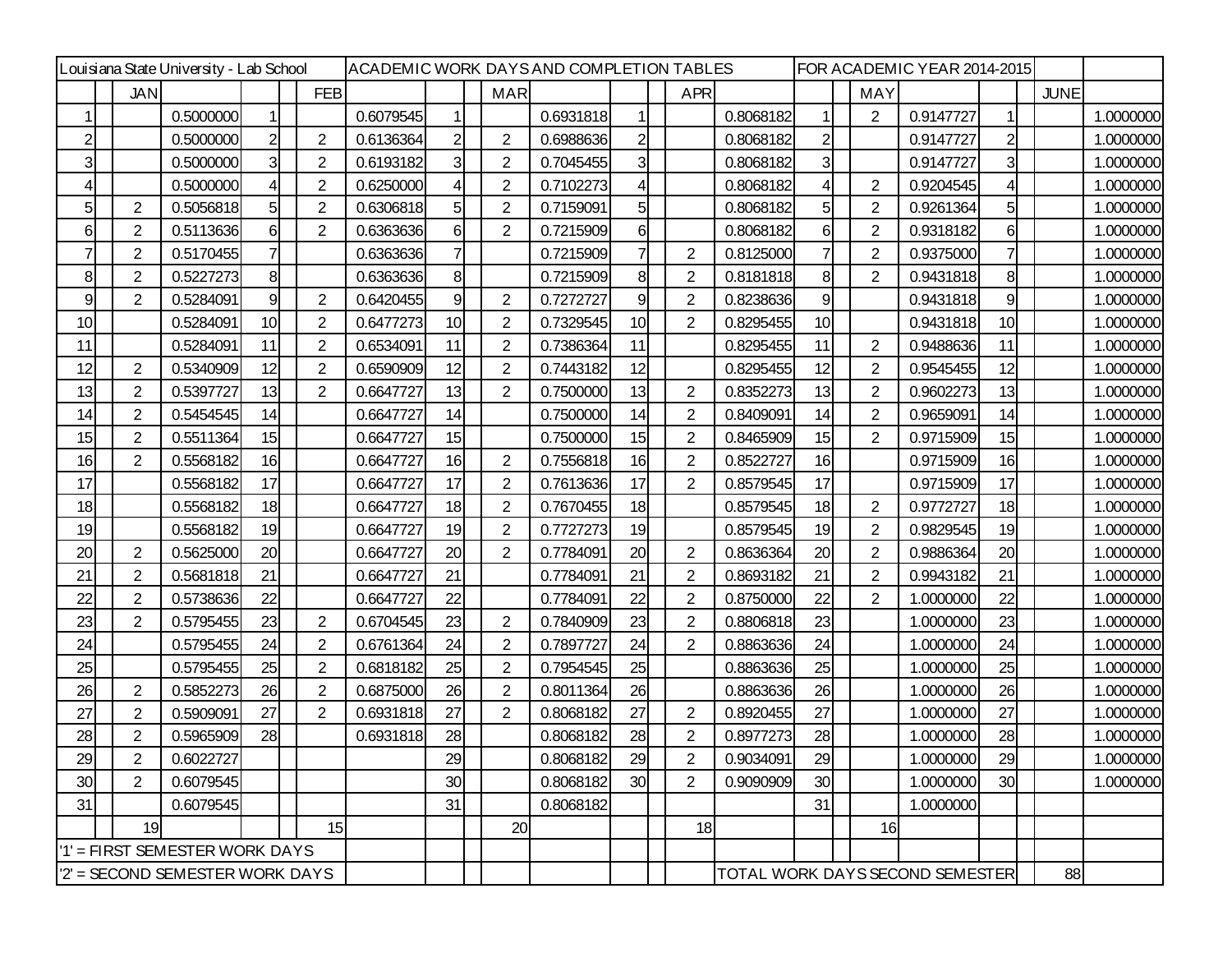| | | | | | | | | | | | | | | | | | | | | | | | |
|---|---|---|---|---|---|---|---|---|---|---|---|---|---|---|---|---|---|---|---|---|---|---|---|
| Louisiana State University - Lab School | | | | | | | ACADEMIC WORK DAYS AND COMPLETION TABLES | | | | | | | | | FOR ACADEMIC YEAR 2014-2015 | | | | | | | |
| | | JAN | | | | FEB | | | | MAR | | | | APR | | | | MAY | | | | JUNE | |
| 1 | | | 0.5000000 | 1 | | | 0.6079545 | 1 | | | 0.6931818 | 1 | | | 0.8068182 | 1 | | 2 | 0.9147727 | 1 | | | 1.0000000 |
| 2 | | | 0.5000000 | 2 | | 2 | 0.6136364 | 2 | | 2 | 0.6988636 | 2 | | | 0.8068182 | 2 | | | 0.9147727 | 2 | | | 1.0000000 |
| 3 | | | 0.5000000 | 3 | | 2 | 0.6193182 | 3 | | 2 | 0.7045455 | 3 | | | 0.8068182 | 3 | | | 0.9147727 | 3 | | | 1.0000000 |
| 4 | | | 0.5000000 | 4 | | 2 | 0.6250000 | 4 | | 2 | 0.7102273 | 4 | | | 0.8068182 | 4 | | 2 | 0.9204545 | 4 | | | 1.0000000 |
| 5 | | 2 | 0.5056818 | 5 | | 2 | 0.6306818 | 5 | | 2 | 0.7159091 | 5 | | | 0.8068182 | 5 | | 2 | 0.9261364 | 5 | | | 1.0000000 |
| 6 | | 2 | 0.5113636 | 6 | | 2 | 0.6363636 | 6 | | 2 | 0.7215909 | 6 | | | 0.8068182 | 6 | | 2 | 0.9318182 | 6 | | | 1.0000000 |
| 7 | | 2 | 0.5170455 | 7 | | | 0.6363636 | 7 | | | 0.7215909 | 7 | | 2 | 0.8125000 | 7 | | 2 | 0.9375000 | 7 | | | 1.0000000 |
| 8 | | 2 | 0.5227273 | 8 | | | 0.6363636 | 8 | | | 0.7215909 | 8 | | 2 | 0.8181818 | 8 | | 2 | 0.9431818 | 8 | | | 1.0000000 |
| 9 | | 2 | 0.5284091 | 9 | | 2 | 0.6420455 | 9 | | 2 | 0.7272727 | 9 | | 2 | 0.8238636 | 9 | | | 0.9431818 | 9 | | | 1.0000000 |
| 10 | | | 0.5284091 | 10 | | 2 | 0.6477273 | 10 | | 2 | 0.7329545 | 10 | | 2 | 0.8295455 | 10 | | | 0.9431818 | 10 | | | 1.0000000 |
| 11 | | | 0.5284091 | 11 | | 2 | 0.6534091 | 11 | | 2 | 0.7386364 | 11 | | | 0.8295455 | 11 | | 2 | 0.9488636 | 11 | | | 1.0000000 |
| 12 | | 2 | 0.5340909 | 12 | | 2 | 0.6590909 | 12 | | 2 | 0.7443182 | 12 | | | 0.8295455 | 12 | | 2 | 0.9545455 | 12 | | | 1.0000000 |
| 13 | | 2 | 0.5397727 | 13 | | 2 | 0.6647727 | 13 | | 2 | 0.7500000 | 13 | | 2 | 0.8352273 | 13 | | 2 | 0.9602273 | 13 | | | 1.0000000 |
| 14 | | 2 | 0.5454545 | 14 | | | 0.6647727 | 14 | | | 0.7500000 | 14 | | 2 | 0.8409091 | 14 | | 2 | 0.9659091 | 14 | | | 1.0000000 |
| 15 | | 2 | 0.5511364 | 15 | | | 0.6647727 | 15 | | | 0.7500000 | 15 | | 2 | 0.8465909 | 15 | | 2 | 0.9715909 | 15 | | | 1.0000000 |
| 16 | | 2 | 0.5568182 | 16 | | | 0.6647727 | 16 | | 2 | 0.7556818 | 16 | | 2 | 0.8522727 | 16 | | | 0.9715909 | 16 | | | 1.0000000 |
| 17 | | | 0.5568182 | 17 | | | 0.6647727 | 17 | | 2 | 0.7613636 | 17 | | 2 | 0.8579545 | 17 | | | 0.9715909 | 17 | | | 1.0000000 |
| 18 | | | 0.5568182 | 18 | | | 0.6647727 | 18 | | 2 | 0.7670455 | 18 | | | 0.8579545 | 18 | | 2 | 0.9772727 | 18 | | | 1.0000000 |
| 19 | | | 0.5568182 | 19 | | | 0.6647727 | 19 | | 2 | 0.7727273 | 19 | | | 0.8579545 | 19 | | 2 | 0.9829545 | 19 | | | 1.0000000 |
| 20 | | 2 | 0.5625000 | 20 | | | 0.6647727 | 20 | | 2 | 0.7784091 | 20 | | 2 | 0.8636364 | 20 | | 2 | 0.9886364 | 20 | | | 1.0000000 |
| 21 | | 2 | 0.5681818 | 21 | | | 0.6647727 | 21 | | | 0.7784091 | 21 | | 2 | 0.8693182 | 21 | | 2 | 0.9943182 | 21 | | | 1.0000000 |
| 22 | | 2 | 0.5738636 | 22 | | | 0.6647727 | 22 | | | 0.7784091 | 22 | | 2 | 0.8750000 | 22 | | 2 | 1.0000000 | 22 | | | 1.0000000 |
| 23 | | 2 | 0.5795455 | 23 | | 2 | 0.6704545 | 23 | | 2 | 0.7840909 | 23 | | 2 | 0.8806818 | 23 | | | 1.0000000 | 23 | | | 1.0000000 |
| 24 | | | 0.5795455 | 24 | | 2 | 0.6761364 | 24 | | 2 | 0.7897727 | 24 | | 2 | 0.8863636 | 24 | | | 1.0000000 | 24 | | | 1.0000000 |
| 25 | | | 0.5795455 | 25 | | 2 | 0.6818182 | 25 | | 2 | 0.7954545 | 25 | | | 0.8863636 | 25 | | | 1.0000000 | 25 | | | 1.0000000 |
| 26 | | 2 | 0.5852273 | 26 | | 2 | 0.6875000 | 26 | | 2 | 0.8011364 | 26 | | | 0.8863636 | 26 | | | 1.0000000 | 26 | | | 1.0000000 |
| 27 | | 2 | 0.5909091 | 27 | | 2 | 0.6931818 | 27 | | 2 | 0.8068182 | 27 | | 2 | 0.8920455 | 27 | | | 1.0000000 | 27 | | | 1.0000000 |
| 28 | | 2 | 0.5965909 | 28 | | | 0.6931818 | 28 | | | 0.8068182 | 28 | | 2 | 0.8977273 | 28 | | | 1.0000000 | 28 | | | 1.0000000 |
| 29 | | 2 | 0.6022727 | | | | | 29 | | | 0.8068182 | 29 | | 2 | 0.9034091 | 29 | | | 1.0000000 | 29 | | | 1.0000000 |
| 30 | | 2 | 0.6079545 | | | | | 30 | | | 0.8068182 | 30 | | 2 | 0.9090909 | 30 | | | 1.0000000 | 30 | | | 1.0000000 |
| 31 | | | 0.6079545 | | | | | 31 | | | 0.8068182 | | | | | 31 | | | 1.0000000 | | | | |
| | | 19 | | | | 15 | | | | 20 | | | | 18 | | | | 16 | | | | | |
| '1' = FIRST SEMESTER WORK DAYS | | | | | | | | | | | | | | | | | | | | | | | |
| '2' = SECOND SEMESTER WORK DAYS | | | | | | | | | | | | | | | TOTAL WORK DAYS SECOND SEMESTER | | | | | | | 88 | |